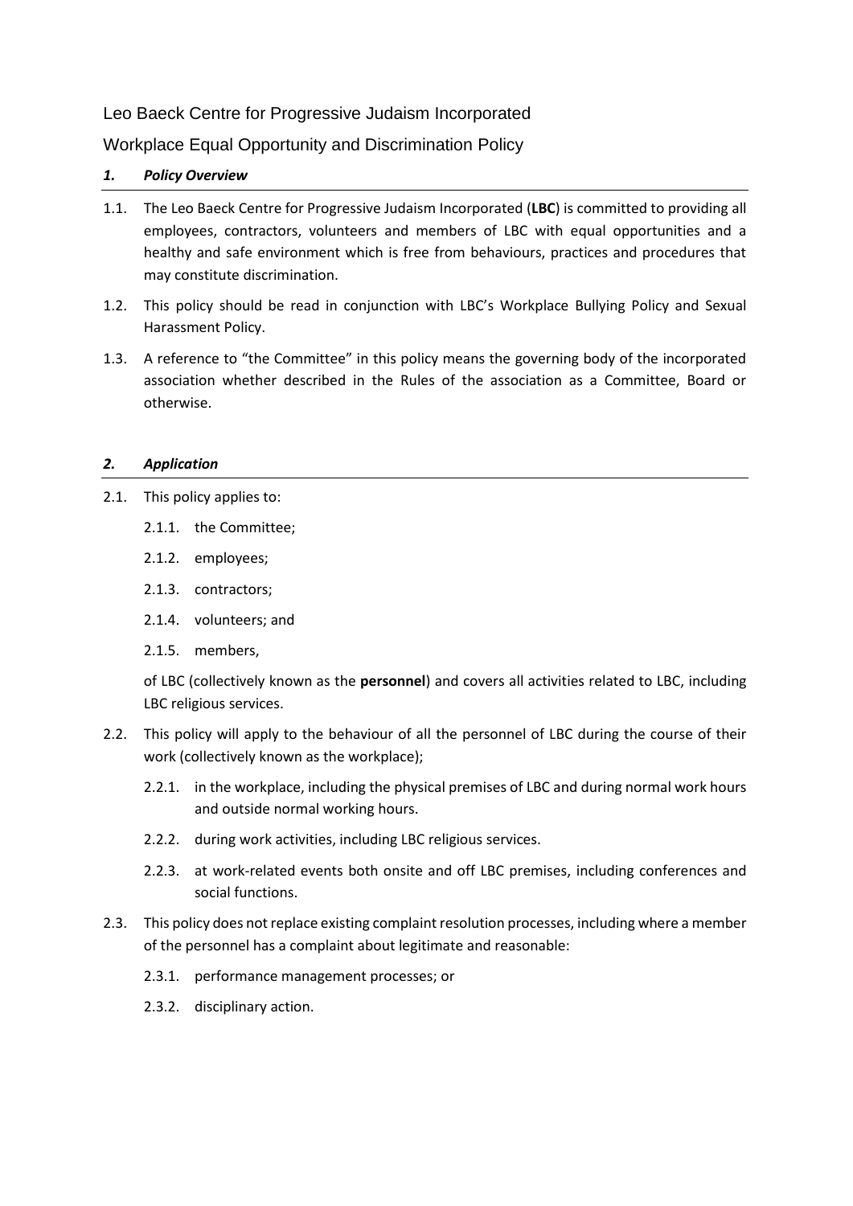# Leo Baeck Centre for Progressive Judaism Incorporated

## Workplace Equal Opportunity and Discrimination Policy

### *1. Policy Overview*

1.1. The Leo Baeck Centre for Progressive Judaism Incorporated (**LBC**) is committed to providing all employees, contractors, volunteers and members of LBC with equal opportunities and a healthy and safe environment which is free from behaviours, practices and procedures that may constitute discrimination.

1.2. This policy should be read in conjunction with LBC's Workplace Bullying Policy and Sexual Harassment Policy.

1.3. A reference to "the Committee" in this policy means the governing body of the incorporated association whether described in the Rules of the association as a Committee, Board or otherwise.

### *2. Application*

2.1. This policy applies to:

- 2.1.1. the Committee;
- 2.1.2. employees;
- 2.1.3. contractors;
- 2.1.4. volunteers; and
- 2.1.5. members,

of LBC (collectively known as the **personnel**) and covers all activities related to LBC, including LBC religious services.

2.2. This policy will apply to the behaviour of all the personnel of LBC during the course of their work (collectively known as the workplace);

- 2.2.1. in the workplace, including the physical premises of LBC and during normal work hours and outside normal working hours.
- 2.2.2. during work activities, including LBC religious services.
- 2.2.3. at work-related events both onsite and off LBC premises, including conferences and social functions.

2.3. This policy does not replace existing complaint resolution processes, including where a member of the personnel has a complaint about legitimate and reasonable:

- 2.3.1. performance management processes; or
- 2.3.2. disciplinary action.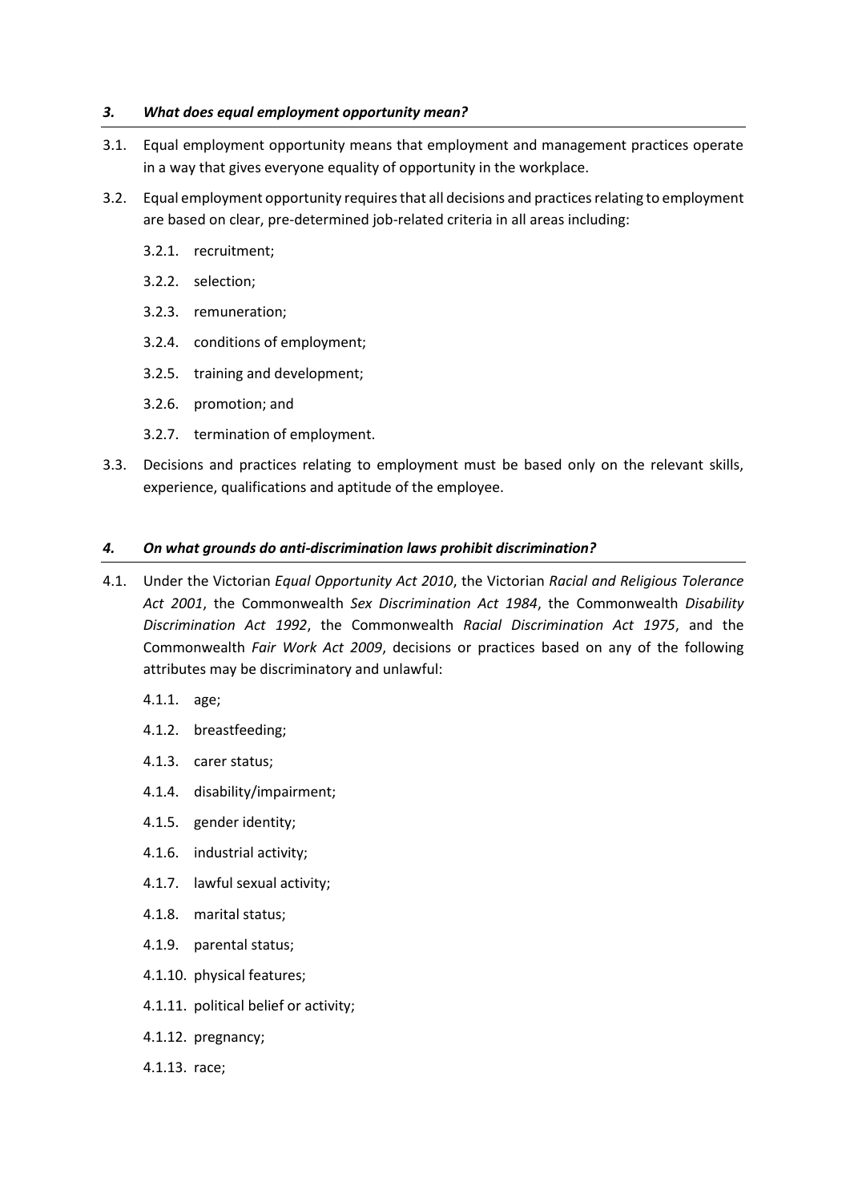### *3. What does equal employment opportunity mean?*

3.1. Equal employment opportunity means that employment and management practices operate in a way that gives everyone equality of opportunity in the workplace.

3.2. Equal employment opportunity requires that all decisions and practices relating to employment are based on clear, pre-determined job-related criteria in all areas including:

- 3.2.1. recruitment;
- 3.2.2. selection;
- 3.2.3. remuneration;
- 3.2.4. conditions of employment;
- 3.2.5. training and development;
- 3.2.6. promotion; and
- 3.2.7. termination of employment.

3.3. Decisions and practices relating to employment must be based only on the relevant skills, experience, qualifications and aptitude of the employee.

### *4. On what grounds do anti-discrimination laws prohibit discrimination?*

4.1. Under the Victorian *Equal Opportunity Act 2010*, the Victorian *Racial and Religious Tolerance Act 2001*, the Commonwealth *Sex Discrimination Act 1984*, the Commonwealth *Disability Discrimination Act 1992*, the Commonwealth *Racial Discrimination Act 1975*, and the Commonwealth *Fair Work Act 2009*, decisions or practices based on any of the following attributes may be discriminatory and unlawful:

- 4.1.1. age;
- 4.1.2. breastfeeding;
- 4.1.3. carer status;
- 4.1.4. disability/impairment;
- 4.1.5. gender identity;
- 4.1.6. industrial activity;
- 4.1.7. lawful sexual activity;
- 4.1.8. marital status;
- 4.1.9. parental status;
- 4.1.10. physical features;
- 4.1.11. political belief or activity;
- 4.1.12. pregnancy;
- 4.1.13. race;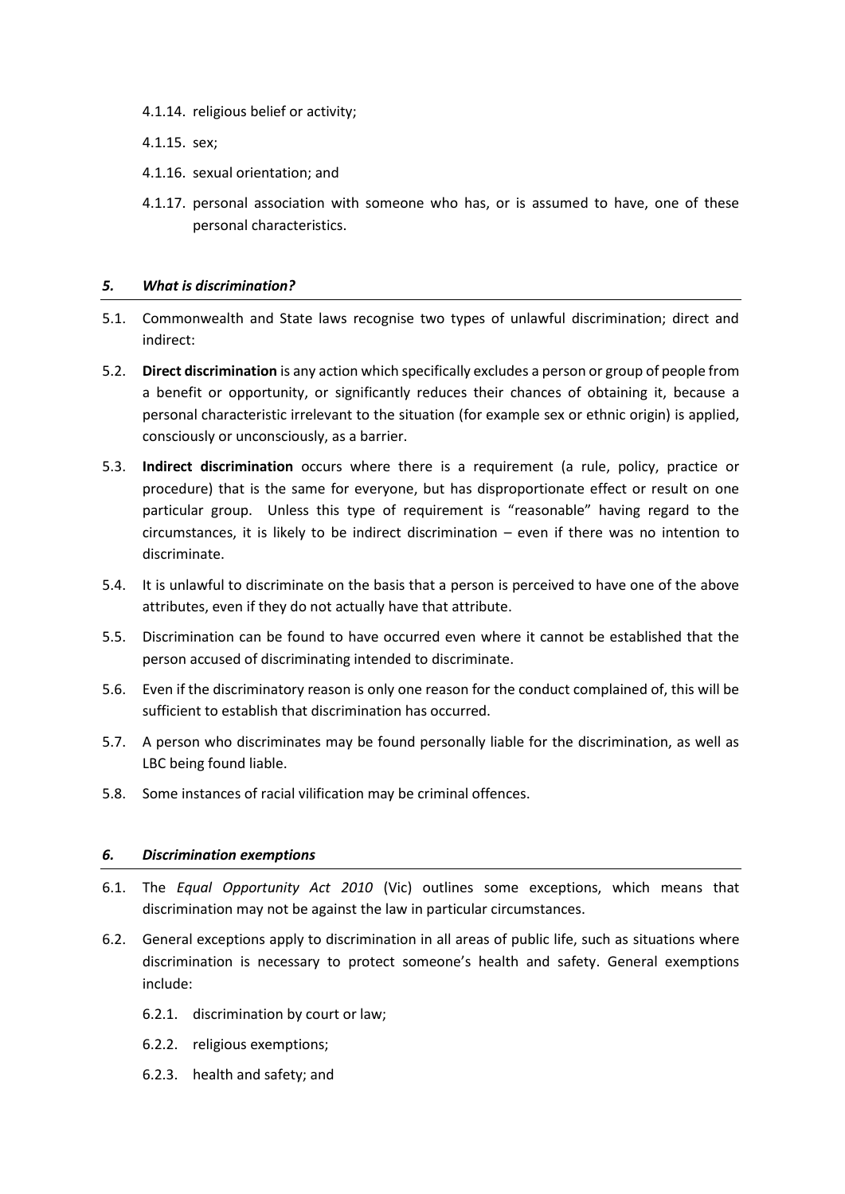4.1.14. religious belief or activity;

4.1.15. sex;

4.1.16. sexual orientation; and

4.1.17. personal association with someone who has, or is assumed to have, one of these personal characteristics.

### *5. What is discrimination?*

5.1. Commonwealth and State laws recognise two types of unlawful discrimination; direct and indirect:

5.2. **Direct discrimination** is any action which specifically excludes a person or group of people from a benefit or opportunity, or significantly reduces their chances of obtaining it, because a personal characteristic irrelevant to the situation (for example sex or ethnic origin) is applied, consciously or unconsciously, as a barrier.

5.3. **Indirect discrimination** occurs where there is a requirement (a rule, policy, practice or procedure) that is the same for everyone, but has disproportionate effect or result on one particular group. Unless this type of requirement is "reasonable" having regard to the circumstances, it is likely to be indirect discrimination – even if there was no intention to discriminate.

5.4. It is unlawful to discriminate on the basis that a person is perceived to have one of the above attributes, even if they do not actually have that attribute.

5.5. Discrimination can be found to have occurred even where it cannot be established that the person accused of discriminating intended to discriminate.

5.6. Even if the discriminatory reason is only one reason for the conduct complained of, this will be sufficient to establish that discrimination has occurred.

5.7. A person who discriminates may be found personally liable for the discrimination, as well as LBC being found liable.

5.8. Some instances of racial vilification may be criminal offences.

### *6. Discrimination exemptions*

6.1. The *Equal Opportunity Act 2010* (Vic) outlines some exceptions, which means that discrimination may not be against the law in particular circumstances.

6.2. General exceptions apply to discrimination in all areas of public life, such as situations where discrimination is necessary to protect someone's health and safety. General exemptions include:

6.2.1. discrimination by court or law;

6.2.2. religious exemptions;

6.2.3. health and safety; and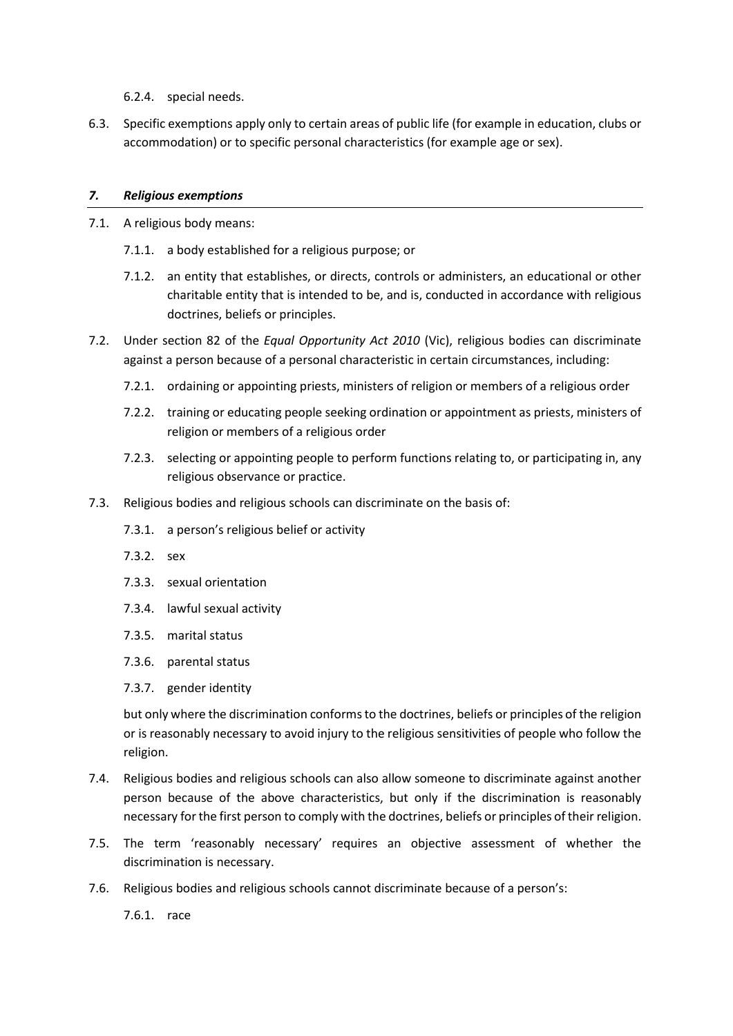6.2.4. special needs.

6.3. Specific exemptions apply only to certain areas of public life (for example in education, clubs or accommodation) or to specific personal characteristics (for example age or sex).

### *7. Religious exemptions*

7.1. A religious body means:

7.1.1. a body established for a religious purpose; or

7.1.2. an entity that establishes, or directs, controls or administers, an educational or other charitable entity that is intended to be, and is, conducted in accordance with religious doctrines, beliefs or principles.

7.2. Under section 82 of the *Equal Opportunity Act 2010* (Vic), religious bodies can discriminate against a person because of a personal characteristic in certain circumstances, including:

7.2.1. ordaining or appointing priests, ministers of religion or members of a religious order

7.2.2. training or educating people seeking ordination or appointment as priests, ministers of religion or members of a religious order

7.2.3. selecting or appointing people to perform functions relating to, or participating in, any religious observance or practice.

7.3. Religious bodies and religious schools can discriminate on the basis of:

7.3.1. a person's religious belief or activity

7.3.2. sex

7.3.3. sexual orientation

7.3.4. lawful sexual activity

7.3.5. marital status

7.3.6. parental status

7.3.7. gender identity

but only where the discrimination conforms to the doctrines, beliefs or principles of the religion or is reasonably necessary to avoid injury to the religious sensitivities of people who follow the religion.

7.4. Religious bodies and religious schools can also allow someone to discriminate against another person because of the above characteristics, but only if the discrimination is reasonably necessary for the first person to comply with the doctrines, beliefs or principles of their religion.

7.5. The term 'reasonably necessary' requires an objective assessment of whether the discrimination is necessary.

7.6. Religious bodies and religious schools cannot discriminate because of a person's:

7.6.1. race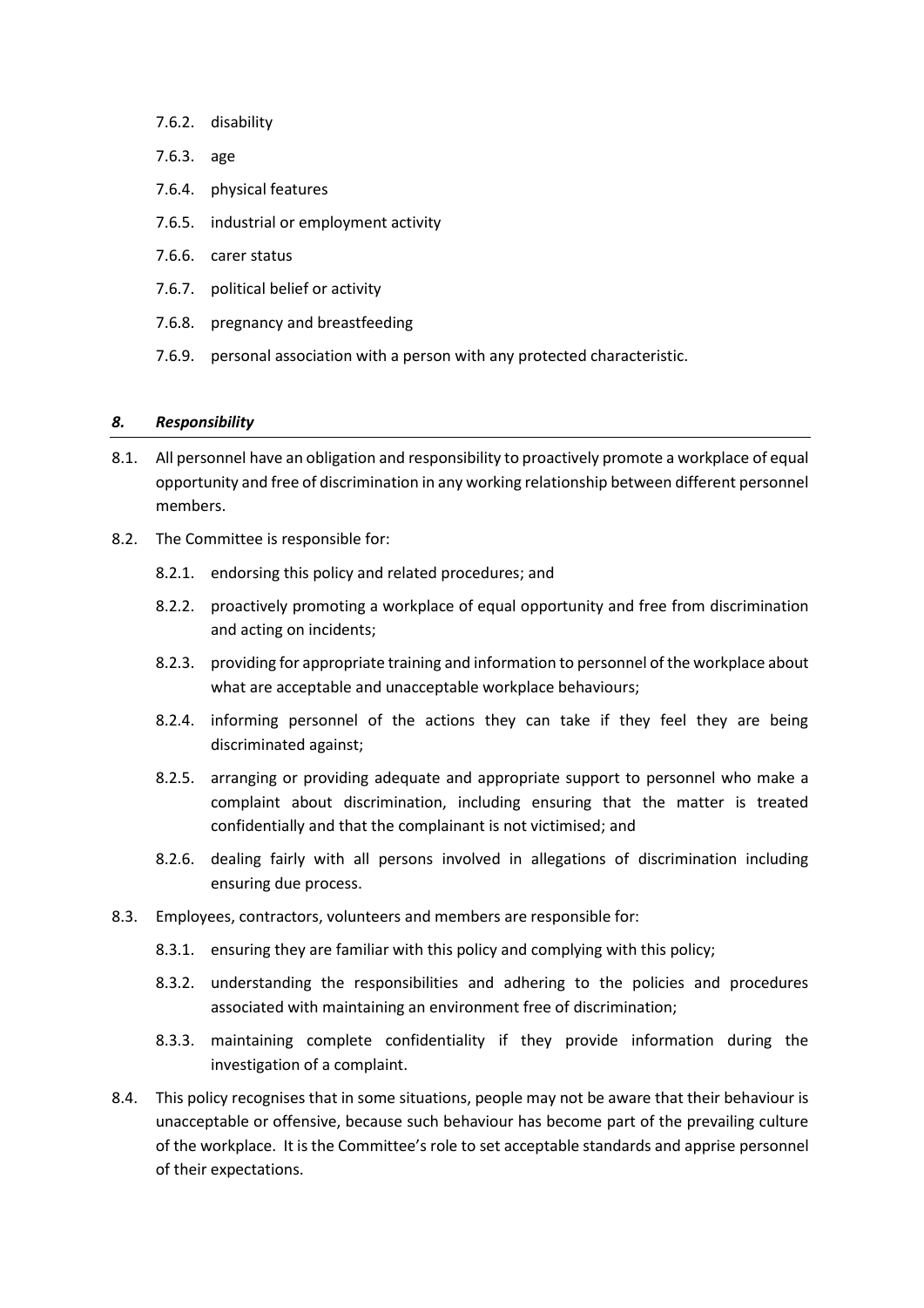7.6.2. disability

7.6.3. age

7.6.4. physical features

7.6.5. industrial or employment activity

7.6.6. carer status

7.6.7. political belief or activity

7.6.8. pregnancy and breastfeeding

7.6.9. personal association with a person with any protected characteristic.

## *8. Responsibility*

8.1. All personnel have an obligation and responsibility to proactively promote a workplace of equal opportunity and free of discrimination in any working relationship between different personnel members.

8.2. The Committee is responsible for:

8.2.1. endorsing this policy and related procedures; and

8.2.2. proactively promoting a workplace of equal opportunity and free from discrimination and acting on incidents;

8.2.3. providing for appropriate training and information to personnel of the workplace about what are acceptable and unacceptable workplace behaviours;

8.2.4. informing personnel of the actions they can take if they feel they are being discriminated against;

8.2.5. arranging or providing adequate and appropriate support to personnel who make a complaint about discrimination, including ensuring that the matter is treated confidentially and that the complainant is not victimised; and

8.2.6. dealing fairly with all persons involved in allegations of discrimination including ensuring due process.

8.3. Employees, contractors, volunteers and members are responsible for:

8.3.1. ensuring they are familiar with this policy and complying with this policy;

8.3.2. understanding the responsibilities and adhering to the policies and procedures associated with maintaining an environment free of discrimination;

8.3.3. maintaining complete confidentiality if they provide information during the investigation of a complaint.

8.4. This policy recognises that in some situations, people may not be aware that their behaviour is unacceptable or offensive, because such behaviour has become part of the prevailing culture of the workplace. It is the Committee's role to set acceptable standards and apprise personnel of their expectations.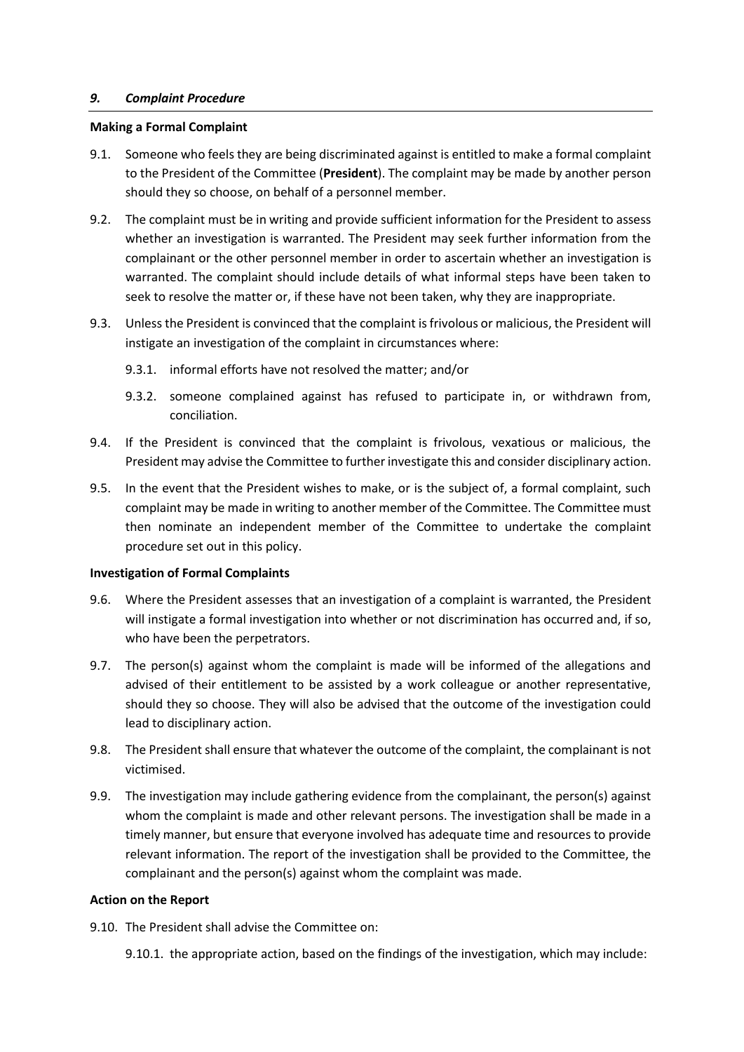## *9. Complaint Procedure*

**Making a Formal Complaint**

9.1. Someone who feels they are being discriminated against is entitled to make a formal complaint to the President of the Committee (**President**). The complaint may be made by another person should they so choose, on behalf of a personnel member.

9.2. The complaint must be in writing and provide sufficient information for the President to assess whether an investigation is warranted. The President may seek further information from the complainant or the other personnel member in order to ascertain whether an investigation is warranted. The complaint should include details of what informal steps have been taken to seek to resolve the matter or, if these have not been taken, why they are inappropriate.

9.3. Unless the President is convinced that the complaint is frivolous or malicious, the President will instigate an investigation of the complaint in circumstances where:

9.3.1. informal efforts have not resolved the matter; and/or

9.3.2. someone complained against has refused to participate in, or withdrawn from, conciliation.

9.4. If the President is convinced that the complaint is frivolous, vexatious or malicious, the President may advise the Committee to further investigate this and consider disciplinary action.

9.5. In the event that the President wishes to make, or is the subject of, a formal complaint, such complaint may be made in writing to another member of the Committee. The Committee must then nominate an independent member of the Committee to undertake the complaint procedure set out in this policy.

**Investigation of Formal Complaints**

9.6. Where the President assesses that an investigation of a complaint is warranted, the President will instigate a formal investigation into whether or not discrimination has occurred and, if so, who have been the perpetrators.

9.7. The person(s) against whom the complaint is made will be informed of the allegations and advised of their entitlement to be assisted by a work colleague or another representative, should they so choose. They will also be advised that the outcome of the investigation could lead to disciplinary action.

9.8. The President shall ensure that whatever the outcome of the complaint, the complainant is not victimised.

9.9. The investigation may include gathering evidence from the complainant, the person(s) against whom the complaint is made and other relevant persons. The investigation shall be made in a timely manner, but ensure that everyone involved has adequate time and resources to provide relevant information. The report of the investigation shall be provided to the Committee, the complainant and the person(s) against whom the complaint was made.

**Action on the Report**

9.10. The President shall advise the Committee on:

9.10.1. the appropriate action, based on the findings of the investigation, which may include: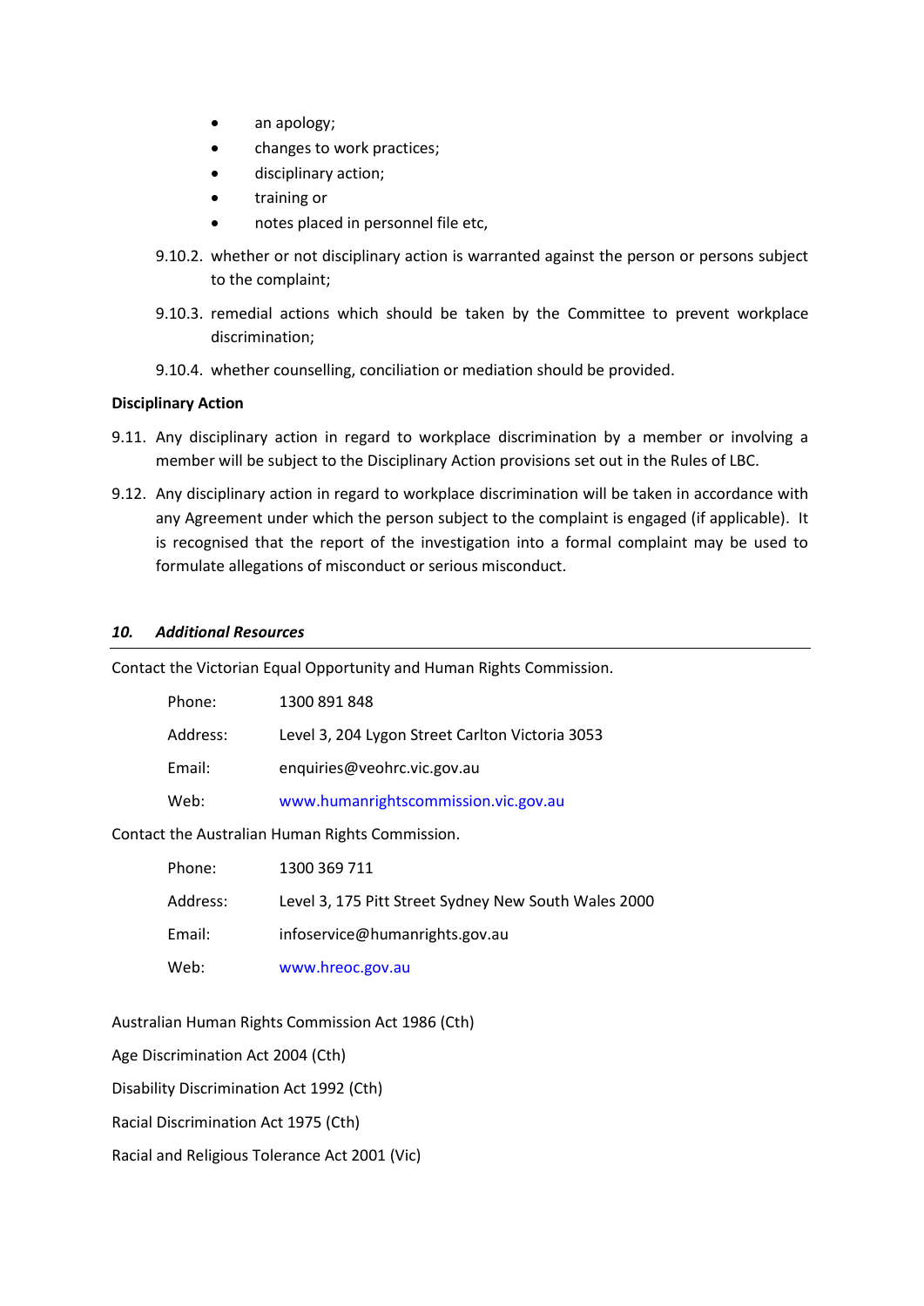- an apology;
- changes to work practices;
- disciplinary action;
- training or
- notes placed in personnel file etc,

9.10.2. whether or not disciplinary action is warranted against the person or persons subject to the complaint;

9.10.3. remedial actions which should be taken by the Committee to prevent workplace discrimination;

9.10.4. whether counselling, conciliation or mediation should be provided.

**Disciplinary Action**

9.11. Any disciplinary action in regard to workplace discrimination by a member or involving a member will be subject to the Disciplinary Action provisions set out in the Rules of LBC.

9.12. Any disciplinary action in regard to workplace discrimination will be taken in accordance with any Agreement under which the person subject to the complaint is engaged (if applicable). It is recognised that the report of the investigation into a formal complaint may be used to formulate allegations of misconduct or serious misconduct.

## *10. Additional Resources*

Contact the Victorian Equal Opportunity and Human Rights Commission.

| | |
|---|---|
| Phone: | 1300 891 848 |
| Address: | Level 3, 204 Lygon Street Carlton Victoria 3053 |
| Email: | enquiries@veohrc.vic.gov.au |
| Web: | www.humanrightscommission.vic.gov.au |

Contact the Australian Human Rights Commission.

| | |
|---|---|
| Phone: | 1300 369 711 |
| Address: | Level 3, 175 Pitt Street Sydney New South Wales 2000 |
| Email: | infoservice@humanrights.gov.au |
| Web: | www.hreoc.gov.au |

Australian Human Rights Commission Act 1986 (Cth)

Age Discrimination Act 2004 (Cth)

Disability Discrimination Act 1992 (Cth)

Racial Discrimination Act 1975 (Cth)

Racial and Religious Tolerance Act 2001 (Vic)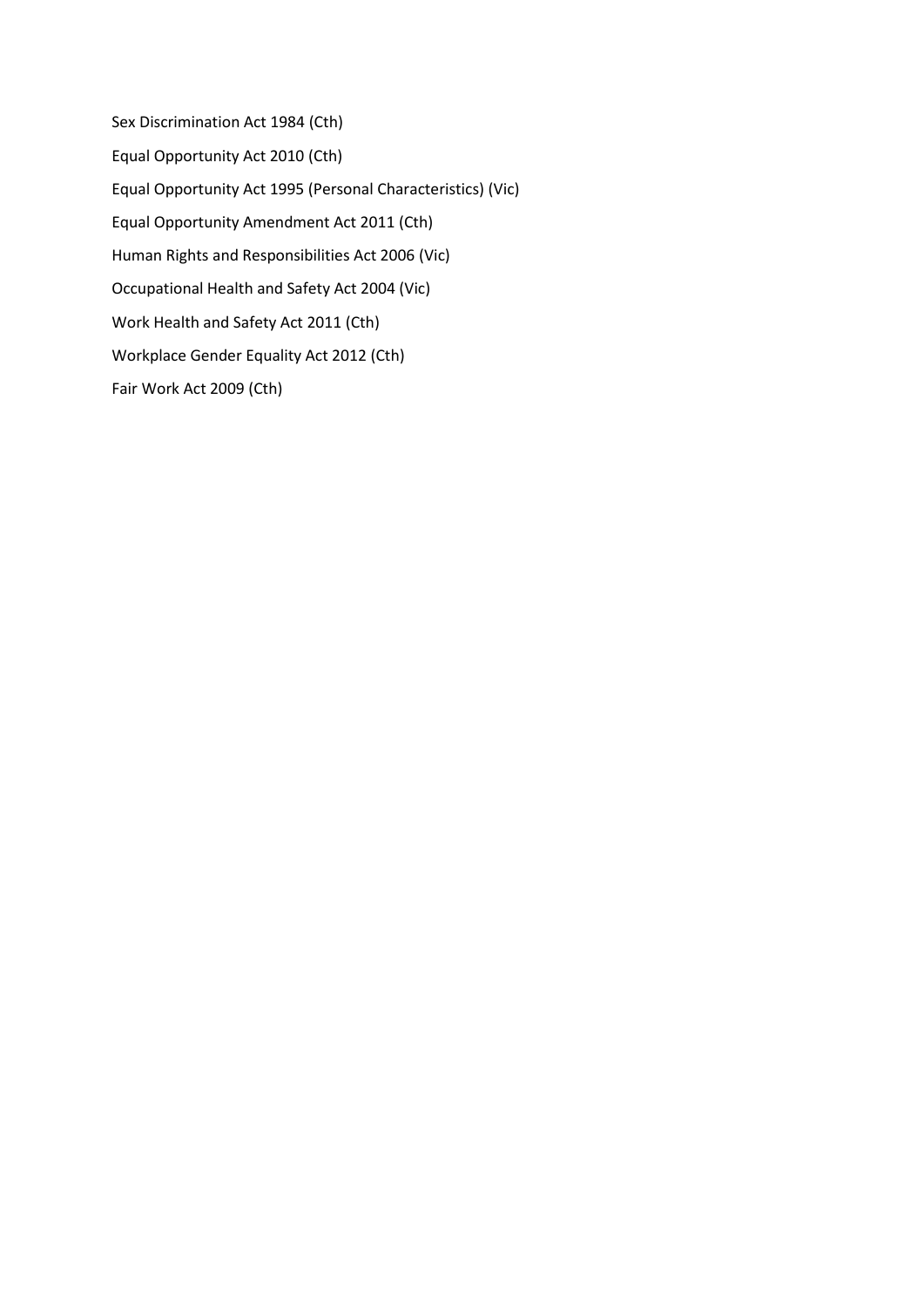Sex Discrimination Act 1984 (Cth)

Equal Opportunity Act 2010 (Cth)

Equal Opportunity Act 1995 (Personal Characteristics) (Vic)

Equal Opportunity Amendment Act 2011 (Cth)

Human Rights and Responsibilities Act 2006 (Vic)

Occupational Health and Safety Act 2004 (Vic)

Work Health and Safety Act 2011 (Cth)

Workplace Gender Equality Act 2012 (Cth)

Fair Work Act 2009 (Cth)